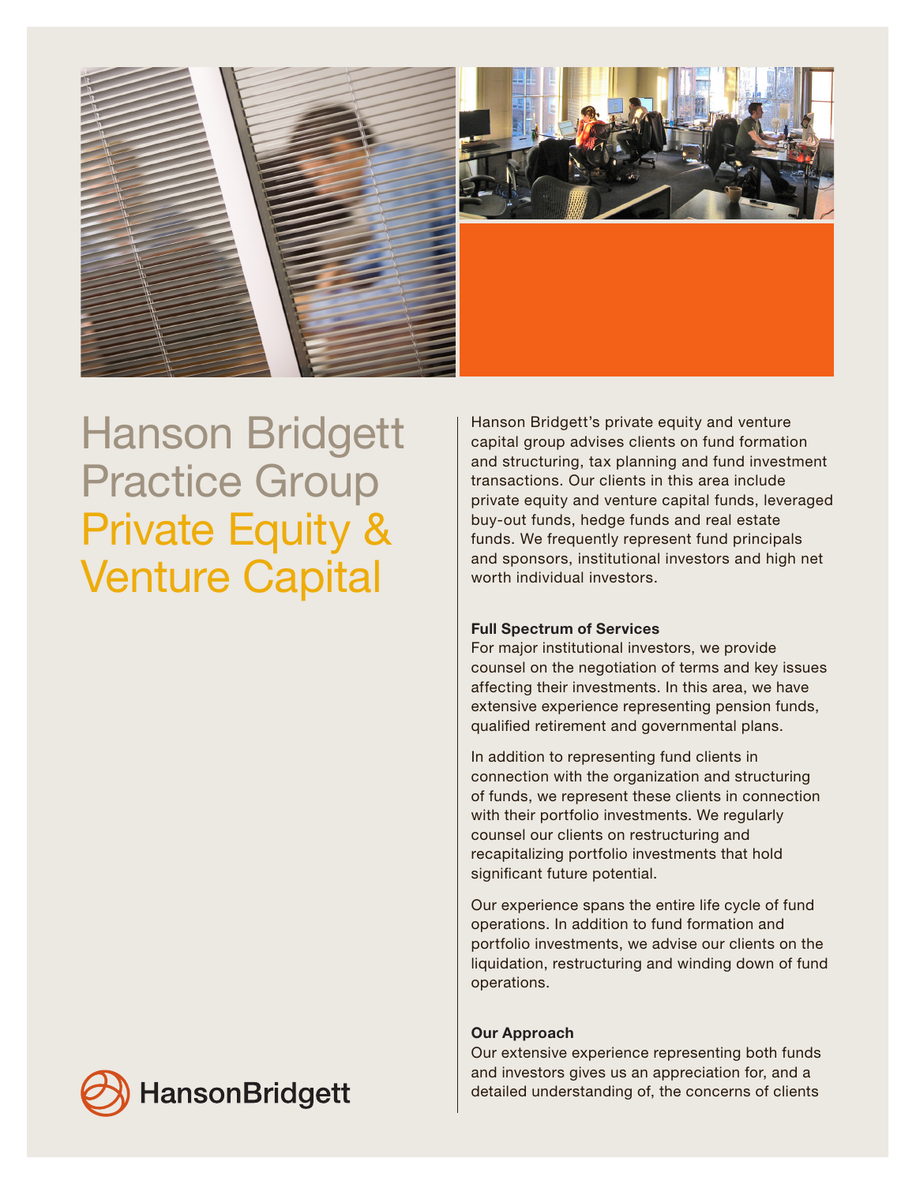# Hanson Bridgett Practice Group Private Equity & Venture Capital

Hanson Bridgett's private equity and venture capital group advises clients on fund formation and structuring, tax planning and fund investment transactions. Our clients in this area include private equity and venture capital funds, leveraged buy-out funds, hedge funds and real estate funds. We frequently represent fund principals and sponsors, institutional investors and high net worth individual investors.

**Full Spectrum of Services**

For major institutional investors, we provide counsel on the negotiation of terms and key issues affecting their investments. In this area, we have extensive experience representing pension funds, qualified retirement and governmental plans.

In addition to representing fund clients in connection with the organization and structuring of funds, we represent these clients in connection with their portfolio investments. We regularly counsel our clients on restructuring and recapitalizing portfolio investments that hold significant future potential.

Our experience spans the entire life cycle of fund operations. In addition to fund formation and portfolio investments, we advise our clients on the liquidation, restructuring and winding down of fund operations.

**Our Approach**

Our extensive experience representing both funds and investors gives us an appreciation for, and a detailed understanding of, the concerns of clients

HansonBridgett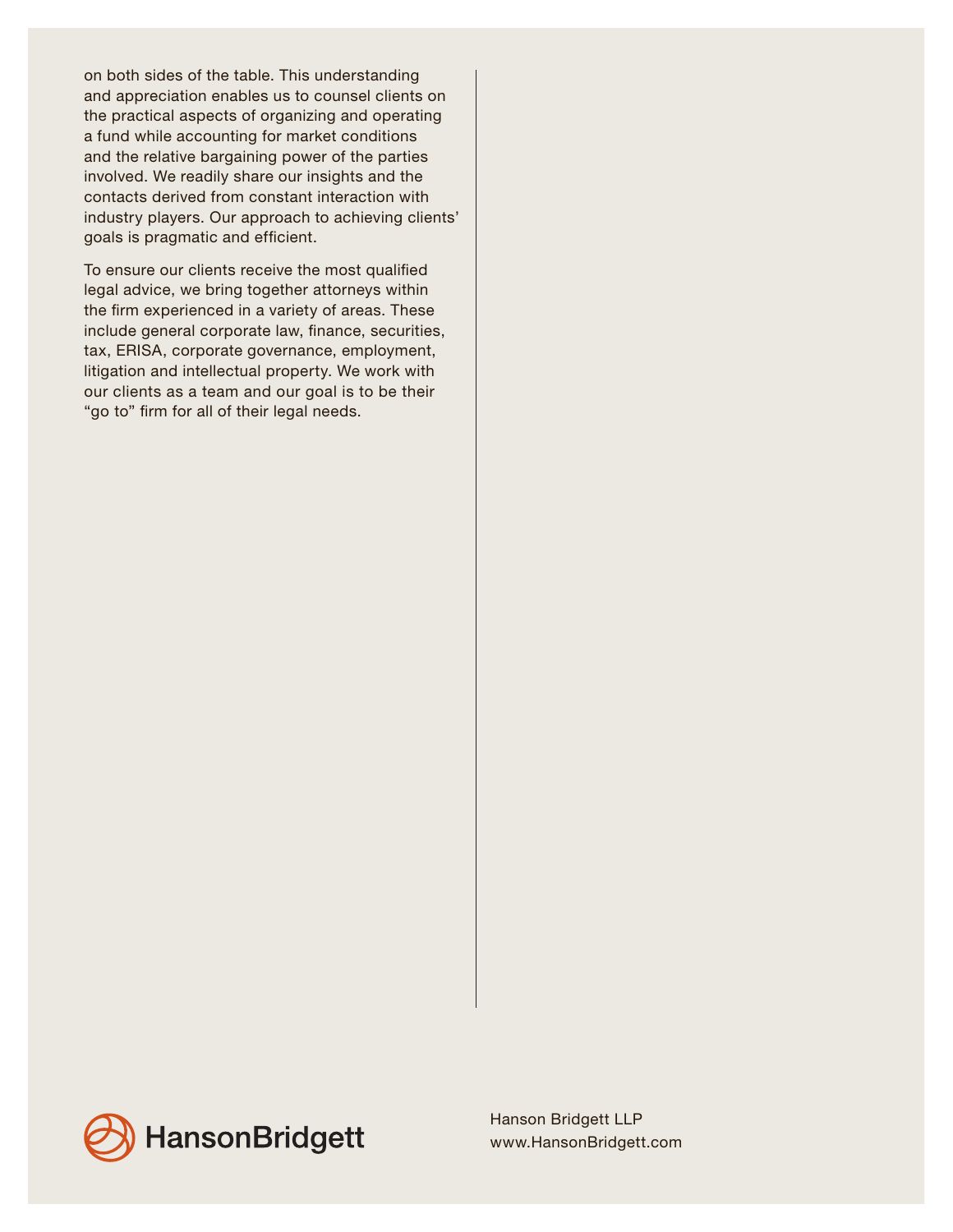on both sides of the table. This understanding and appreciation enables us to counsel clients on the practical aspects of organizing and operating a fund while accounting for market conditions and the relative bargaining power of the parties involved. We readily share our insights and the contacts derived from constant interaction with industry players. Our approach to achieving clients' goals is pragmatic and efficient.

To ensure our clients receive the most qualified legal advice, we bring together attorneys within the firm experienced in a variety of areas. These include general corporate law, finance, securities, tax, ERISA, corporate governance, employment, litigation and intellectual property. We work with our clients as a team and our goal is to be their "go to" firm for all of their legal needs.

HansonBridgett

Hanson Bridgett LLP
www.HansonBridgett.com